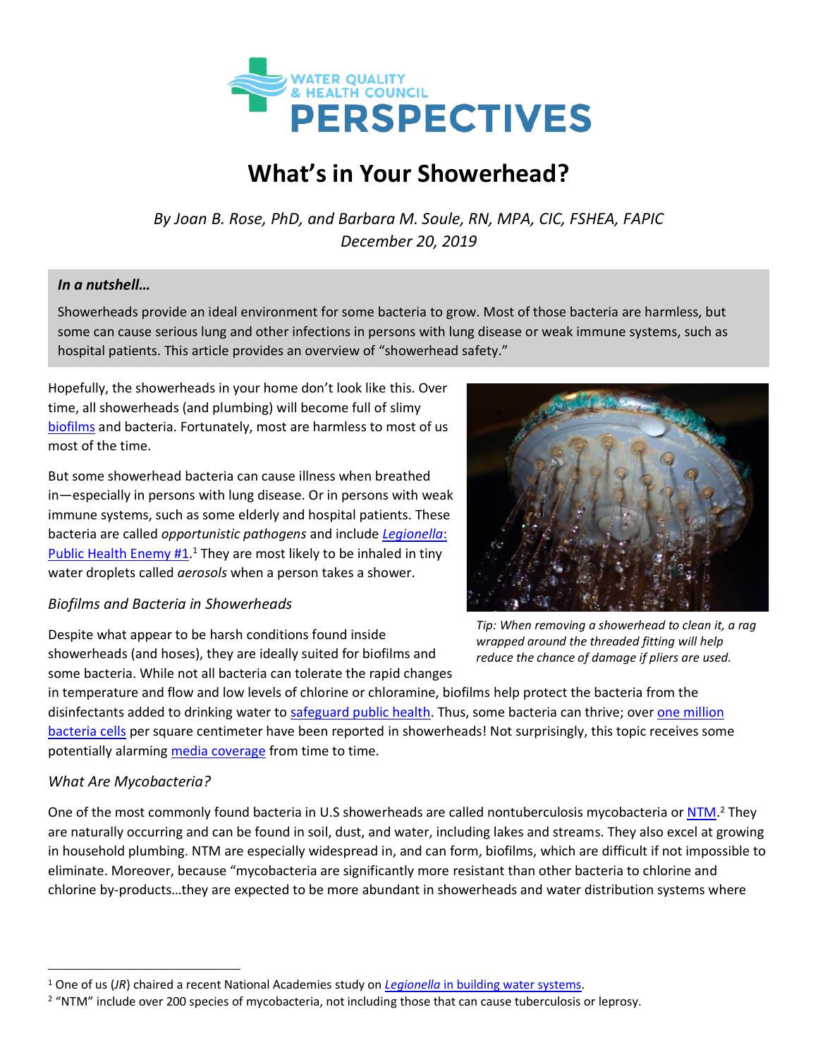WATER QUALITY & HEALTH COUNCIL PERSPECTIVES

# What's in Your Showerhead?

*By Joan B. Rose, PhD, and Barbara M. Soule, RN, MPA, CIC, FSHEA, FAPIC*
*December 20, 2019*

***In a nutshell…***

Showerheads provide an ideal environment for some bacteria to grow. Most of those bacteria are harmless, but some can cause serious lung and other infections in persons with lung disease or weak immune systems, such as hospital patients. This article provides an overview of "showerhead safety."

Hopefully, the showerheads in your home don't look like this. Over time, all showerheads (and plumbing) will become full of slimy biofilms and bacteria. Fortunately, most are harmless to most of us most of the time.

But some showerhead bacteria can cause illness when breathed in—especially in persons with lung disease. Or in persons with weak immune systems, such as some elderly and hospital patients. These bacteria are called *opportunistic pathogens* and include *Legionella*: Public Health Enemy #1.[1] They are most likely to be inhaled in tiny water droplets called *aerosols* when a person takes a shower.

*Tip: When removing a showerhead to clean it, a rag wrapped around the threaded fitting will help reduce the chance of damage if pliers are used.*

### *Biofilms and Bacteria in Showerheads*

Despite what appear to be harsh conditions found inside showerheads (and hoses), they are ideally suited for biofilms and some bacteria. While not all bacteria can tolerate the rapid changes in temperature and flow and low levels of chlorine or chloramine, biofilms help protect the bacteria from the disinfectants added to drinking water to safeguard public health. Thus, some bacteria can thrive; over one million bacteria cells per square centimeter have been reported in showerheads! Not surprisingly, this topic receives some potentially alarming media coverage from time to time.

### *What Are Mycobacteria?*

One of the most commonly found bacteria in U.S showerheads are called nontuberculosis mycobacteria or NTM.[2] They are naturally occurring and can be found in soil, dust, and water, including lakes and streams. They also excel at growing in household plumbing. NTM are especially widespread in, and can form, biofilms, which are difficult if not impossible to eliminate. Moreover, because "mycobacteria are significantly more resistant than other bacteria to chlorine and chlorine by-products…they are expected to be more abundant in showerheads and water distribution systems where

---

[1] One of us (*JR*) chaired a recent National Academies study on *Legionella* in building water systems.

[2] "NTM" include over 200 species of mycobacteria, not including those that can cause tuberculosis or leprosy.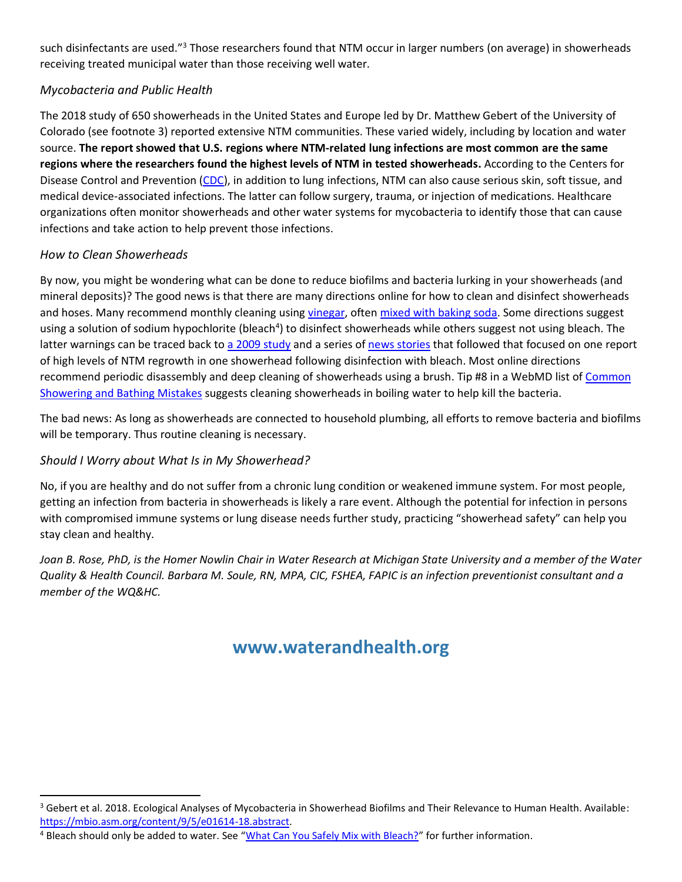such disinfectants are used."[3] Those researchers found that NTM occur in larger numbers (on average) in showerheads receiving treated municipal water than those receiving well water.

### *Mycobacteria and Public Health*

The 2018 study of 650 showerheads in the United States and Europe led by Dr. Matthew Gebert of the University of Colorado (see footnote 3) reported extensive NTM communities. These varied widely, including by location and water source. **The report showed that U.S. regions where NTM-related lung infections are most common are the same regions where the researchers found the highest levels of NTM in tested showerheads.** According to the Centers for Disease Control and Prevention (CDC), in addition to lung infections, NTM can also cause serious skin, soft tissue, and medical device-associated infections. The latter can follow surgery, trauma, or injection of medications. Healthcare organizations often monitor showerheads and other water systems for mycobacteria to identify those that can cause infections and take action to help prevent those infections.

### *How to Clean Showerheads*

By now, you might be wondering what can be done to reduce biofilms and bacteria lurking in your showerheads (and mineral deposits)? The good news is that there are many directions online for how to clean and disinfect showerheads and hoses. Many recommend monthly cleaning using vinegar, often mixed with baking soda. Some directions suggest using a solution of sodium hypochlorite (bleach[4]) to disinfect showerheads while others suggest not using bleach. The latter warnings can be traced back to a 2009 study and a series of news stories that followed that focused on one report of high levels of NTM regrowth in one showerhead following disinfection with bleach. Most online directions recommend periodic disassembly and deep cleaning of showerheads using a brush. Tip #8 in a WebMD list of Common Showering and Bathing Mistakes suggests cleaning showerheads in boiling water to help kill the bacteria.

The bad news: As long as showerheads are connected to household plumbing, all efforts to remove bacteria and biofilms will be temporary. Thus routine cleaning is necessary.

### *Should I Worry about What Is in My Showerhead?*

No, if you are healthy and do not suffer from a chronic lung condition or weakened immune system. For most people, getting an infection from bacteria in showerheads is likely a rare event. Although the potential for infection in persons with compromised immune systems or lung disease needs further study, practicing "showerhead safety" can help you stay clean and healthy.

*Joan B. Rose, PhD, is the Homer Nowlin Chair in Water Research at Michigan State University and a member of the Water Quality & Health Council. Barbara M. Soule, RN, MPA, CIC, FSHEA, FAPIC is an infection preventionist consultant and a member of the WQ&HC.*

## www.waterandhealth.org

---

[3] Gebert et al. 2018. Ecological Analyses of Mycobacteria in Showerhead Biofilms and Their Relevance to Human Health. Available: https://mbio.asm.org/content/9/5/e01614-18.abstract.

[4] Bleach should only be added to water. See "What Can You Safely Mix with Bleach?" for further information.